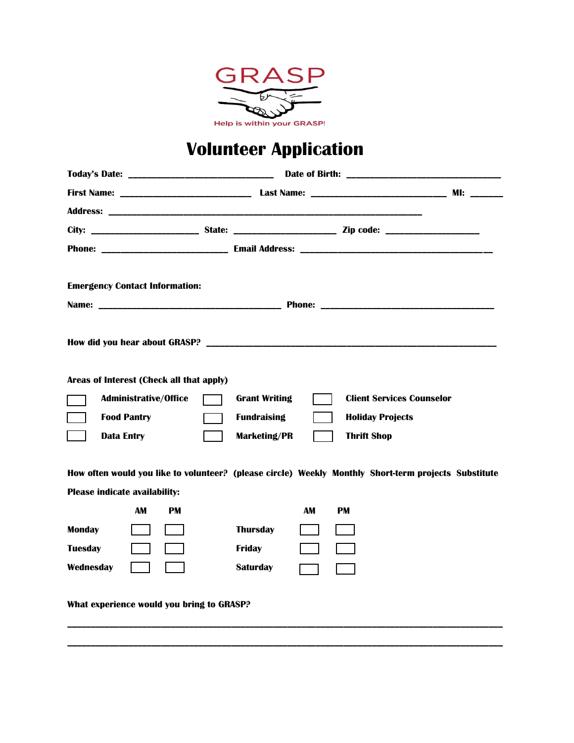GRASP

Help is within your GRASP!

# Volunteer Application

**Today's Date:** ______________________________ **Date of Birth:** ______________________________

**First Name:** ___________________________ **Last Name:** ____________________________ **MI:** ______

**Address:** _________________________________________________________________

**City:** ______________________ **State:** _____________________ **Zip code:** ___________________

**Phone:** __________________________ **Email Address:** ________________________________________

**Emergency Contact Information:**

**Name:** _____________________________________ **Phone:** ____________________________________

**How did you hear about GRASP?** ____________________________________________________________

**Areas of Interest (Check all that apply)**

| | | |
|---|---|---|
| ☐ **Administrative/Office** | ☐ **Grant Writing** | ☐ **Client Services Counselor** |
| ☐ **Food Pantry** | ☐ **Fundraising** | ☐ **Holiday Projects** |
| ☐ **Data Entry** | ☐ **Marketing/PR** | ☐ **Thrift Shop** |

**How often would you like to volunteer? (please circle) Weekly Monthly Short-term projects Substitute**

**Please indicate availability:**

| | AM | PM | | AM | PM |
|---|---|---|---|---|---|
| **Monday** | ☐ | ☐ | **Thursday** | ☐ | ☐ |
| **Tuesday** | ☐ | ☐ | **Friday** | ☐ | ☐ |
| **Wednesday** | ☐ | ☐ | **Saturday** | ☐ | ☐ |

**What experience would you bring to GRASP?**

_____________________________________________________________________________________

_____________________________________________________________________________________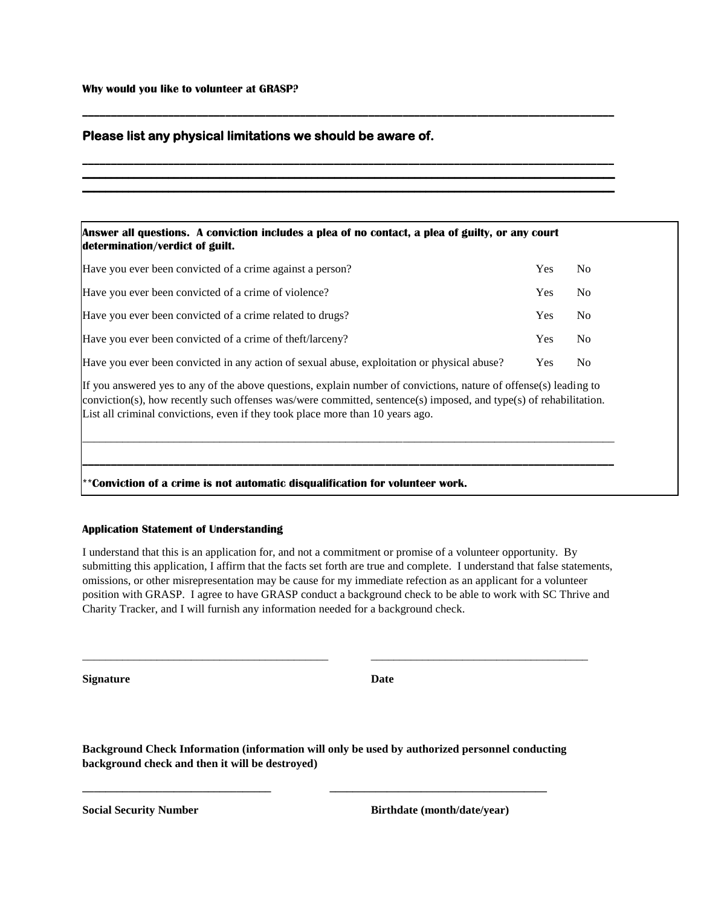**Why would you like to volunteer at GRASP?**

\_\_\_\_\_\_\_\_\_\_\_\_\_\_\_\_\_\_\_\_\_\_\_\_\_\_\_\_\_\_\_\_\_\_\_\_\_\_\_\_\_\_\_\_\_\_\_\_\_\_\_\_\_\_\_\_\_\_\_\_\_\_\_\_\_\_\_\_\_\_\_\_\_\_\_\_\_\_

**Please list any physical limitations we should be aware of.**

\_\_\_\_\_\_\_\_\_\_\_\_\_\_\_\_\_\_\_\_\_\_\_\_\_\_\_\_\_\_\_\_\_\_\_\_\_\_\_\_\_\_\_\_\_\_\_\_\_\_\_\_\_\_\_\_\_\_\_\_\_\_\_\_\_\_\_\_\_\_\_\_\_\_\_\_\_\_

\_\_\_\_\_\_\_\_\_\_\_\_\_\_\_\_\_\_\_\_\_\_\_\_\_\_\_\_\_\_\_\_\_\_\_\_\_\_\_\_\_\_\_\_\_\_\_\_\_\_\_\_\_\_\_\_\_\_\_\_\_\_\_\_\_\_\_\_\_\_\_\_\_\_\_\_\_\_

\_\_\_\_\_\_\_\_\_\_\_\_\_\_\_\_\_\_\_\_\_\_\_\_\_\_\_\_\_\_\_\_\_\_\_\_\_\_\_\_\_\_\_\_\_\_\_\_\_\_\_\_\_\_\_\_\_\_\_\_\_\_\_\_\_\_\_\_\_\_\_\_\_\_\_\_\_\_

**Answer all questions. A conviction includes a plea of no contact, a plea of guilty, or any court determination/verdict of guilt.**

| | | |
|---|---|---|
| Have you ever been convicted of a crime against a person? | Yes | No |
| Have you ever been convicted of a crime of violence? | Yes | No |
| Have you ever been convicted of a crime related to drugs? | Yes | No |
| Have you ever been convicted of a crime of theft/larceny? | Yes | No |
| Have you ever been convicted in any action of sexual abuse, exploitation or physical abuse? | Yes | No |

If you answered yes to any of the above questions, explain number of convictions, nature of offense(s) leading to conviction(s), how recently such offenses was/were committed, sentence(s) imposed, and type(s) of rehabilitation. List all criminal convictions, even if they took place more than 10 years ago.

\_\_\_\_\_\_\_\_\_\_\_\_\_\_\_\_\_\_\_\_\_\_\_\_\_\_\_\_\_\_\_\_\_\_\_\_\_\_\_\_\_\_\_\_\_\_\_\_\_\_\_\_\_\_\_\_\_\_\_\_\_\_\_\_\_\_\_\_\_\_\_\_\_\_\_\_\_\_

\_\_\_\_\_\_\_\_\_\_\_\_\_\_\_\_\_\_\_\_\_\_\_\_\_\_\_\_\_\_\_\_\_\_\_\_\_\_\_\_\_\_\_\_\_\_\_\_\_\_\_\_\_\_\_\_\_\_\_\_\_\_\_\_\_\_\_\_\_\_\_\_\_\_\_\_\_\_

\*\***Conviction of a crime is not automatic disqualification for volunteer work.**

**Application Statement of Understanding**

I understand that this is an application for, and not a commitment or promise of a volunteer opportunity. By submitting this application, I affirm that the facts set forth are true and complete. I understand that false statements, omissions, or other misrepresentation may be cause for my immediate refection as an applicant for a volunteer position with GRASP. I agree to have GRASP conduct a background check to be able to work with SC Thrive and Charity Tracker, and I will furnish any information needed for a background check.

\_\_\_\_\_\_\_\_\_\_\_\_\_\_\_\_\_\_\_\_\_\_\_\_\_\_\_\_\_\_\_\_\_\_\_\_\_\_\_\_\_\_ \_\_\_\_\_\_\_\_\_\_\_\_\_\_\_\_\_\_\_\_\_\_\_\_\_\_\_\_\_\_\_\_\_\_\_\_\_\_

**Signature** **Date**

**Background Check Information (information will only be used by authorized personnel conducting background check and then it will be destroyed)**

\_\_\_\_\_\_\_\_\_\_\_\_\_\_\_\_\_\_\_\_\_\_\_\_\_\_\_\_\_\_\_\_\_\_ \_\_\_\_\_\_\_\_\_\_\_\_\_\_\_\_\_\_\_\_\_\_\_\_\_\_\_\_\_\_\_\_\_\_\_\_\_\_

**Social Security Number** **Birthdate (month/date/year)**